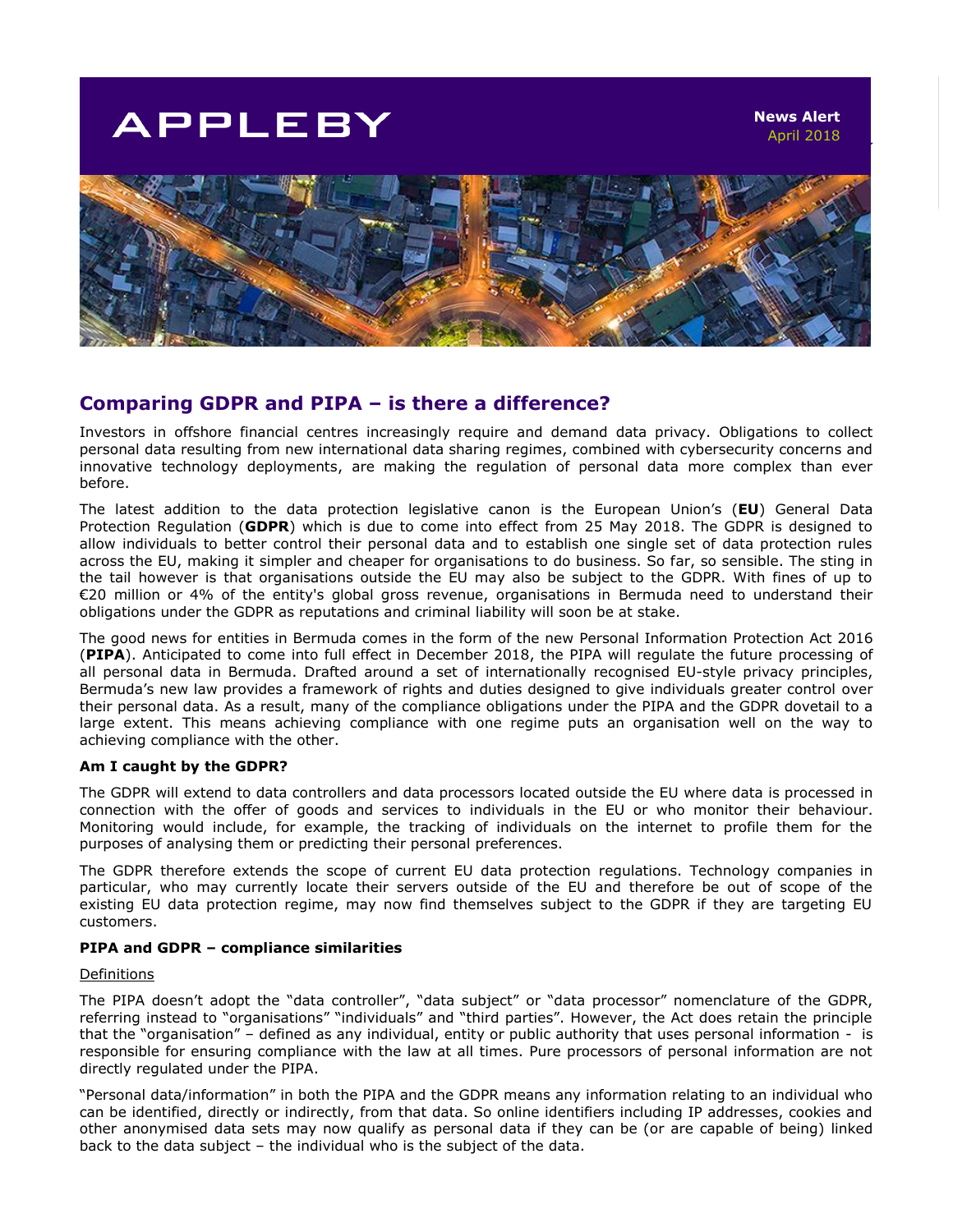APPLEBY

**News Alert**
April 2018

## Comparing GDPR and PIPA – is there a difference?

Investors in offshore financial centres increasingly require and demand data privacy. Obligations to collect personal data resulting from new international data sharing regimes, combined with cybersecurity concerns and innovative technology deployments, are making the regulation of personal data more complex than ever before.

The latest addition to the data protection legislative canon is the European Union's (**EU**) General Data Protection Regulation (**GDPR**) which is due to come into effect from 25 May 2018. The GDPR is designed to allow individuals to better control their personal data and to establish one single set of data protection rules across the EU, making it simpler and cheaper for organisations to do business. So far, so sensible. The sting in the tail however is that organisations outside the EU may also be subject to the GDPR. With fines of up to €20 million or 4% of the entity's global gross revenue, organisations in Bermuda need to understand their obligations under the GDPR as reputations and criminal liability will soon be at stake.

The good news for entities in Bermuda comes in the form of the new Personal Information Protection Act 2016 (**PIPA**). Anticipated to come into full effect in December 2018, the PIPA will regulate the future processing of all personal data in Bermuda. Drafted around a set of internationally recognised EU-style privacy principles, Bermuda's new law provides a framework of rights and duties designed to give individuals greater control over their personal data. As a result, many of the compliance obligations under the PIPA and the GDPR dovetail to a large extent. This means achieving compliance with one regime puts an organisation well on the way to achieving compliance with the other.

**Am I caught by the GDPR?**

The GDPR will extend to data controllers and data processors located outside the EU where data is processed in connection with the offer of goods and services to individuals in the EU or who monitor their behaviour. Monitoring would include, for example, the tracking of individuals on the internet to profile them for the purposes of analysing them or predicting their personal preferences.

The GDPR therefore extends the scope of current EU data protection regulations. Technology companies in particular, who may currently locate their servers outside of the EU and therefore be out of scope of the existing EU data protection regime, may now find themselves subject to the GDPR if they are targeting EU customers.

**PIPA and GDPR – compliance similarities**

Definitions

The PIPA doesn't adopt the "data controller", "data subject" or "data processor" nomenclature of the GDPR, referring instead to "organisations" "individuals" and "third parties". However, the Act does retain the principle that the "organisation" – defined as any individual, entity or public authority that uses personal information - is responsible for ensuring compliance with the law at all times. Pure processors of personal information are not directly regulated under the PIPA.

"Personal data/information" in both the PIPA and the GDPR means any information relating to an individual who can be identified, directly or indirectly, from that data. So online identifiers including IP addresses, cookies and other anonymised data sets may now qualify as personal data if they can be (or are capable of being) linked back to the data subject – the individual who is the subject of the data.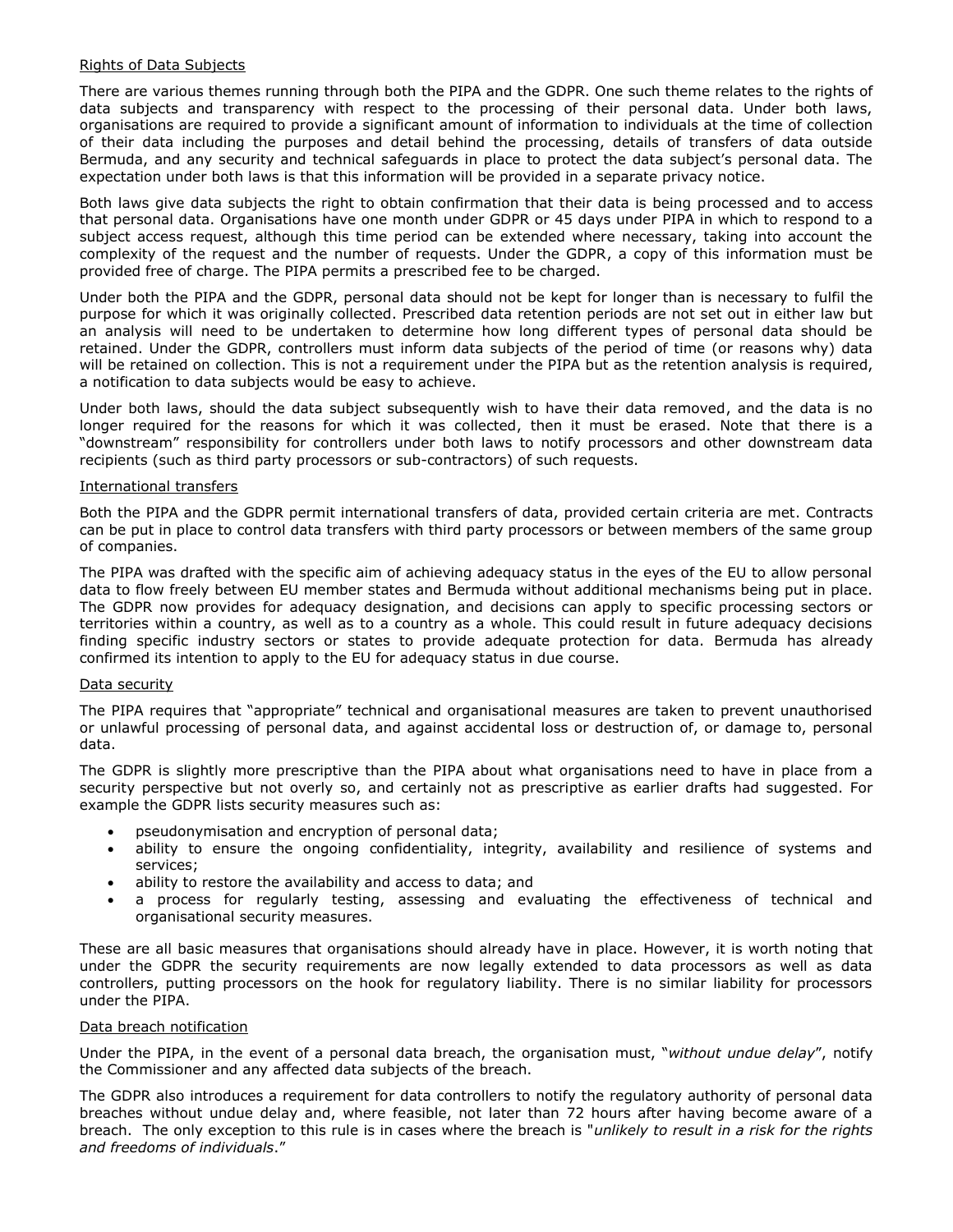## Rights of Data Subjects

There are various themes running through both the PIPA and the GDPR. One such theme relates to the rights of data subjects and transparency with respect to the processing of their personal data. Under both laws, organisations are required to provide a significant amount of information to individuals at the time of collection of their data including the purposes and detail behind the processing, details of transfers of data outside Bermuda, and any security and technical safeguards in place to protect the data subject's personal data. The expectation under both laws is that this information will be provided in a separate privacy notice.

Both laws give data subjects the right to obtain confirmation that their data is being processed and to access that personal data. Organisations have one month under GDPR or 45 days under PIPA in which to respond to a subject access request, although this time period can be extended where necessary, taking into account the complexity of the request and the number of requests. Under the GDPR, a copy of this information must be provided free of charge. The PIPA permits a prescribed fee to be charged.

Under both the PIPA and the GDPR, personal data should not be kept for longer than is necessary to fulfil the purpose for which it was originally collected. Prescribed data retention periods are not set out in either law but an analysis will need to be undertaken to determine how long different types of personal data should be retained. Under the GDPR, controllers must inform data subjects of the period of time (or reasons why) data will be retained on collection. This is not a requirement under the PIPA but as the retention analysis is required, a notification to data subjects would be easy to achieve.

Under both laws, should the data subject subsequently wish to have their data removed, and the data is no longer required for the reasons for which it was collected, then it must be erased. Note that there is a "downstream" responsibility for controllers under both laws to notify processors and other downstream data recipients (such as third party processors or sub-contractors) of such requests.

## International transfers

Both the PIPA and the GDPR permit international transfers of data, provided certain criteria are met. Contracts can be put in place to control data transfers with third party processors or between members of the same group of companies.

The PIPA was drafted with the specific aim of achieving adequacy status in the eyes of the EU to allow personal data to flow freely between EU member states and Bermuda without additional mechanisms being put in place. The GDPR now provides for adequacy designation, and decisions can apply to specific processing sectors or territories within a country, as well as to a country as a whole. This could result in future adequacy decisions finding specific industry sectors or states to provide adequate protection for data. Bermuda has already confirmed its intention to apply to the EU for adequacy status in due course.

## Data security

The PIPA requires that "appropriate" technical and organisational measures are taken to prevent unauthorised or unlawful processing of personal data, and against accidental loss or destruction of, or damage to, personal data.

The GDPR is slightly more prescriptive than the PIPA about what organisations need to have in place from a security perspective but not overly so, and certainly not as prescriptive as earlier drafts had suggested. For example the GDPR lists security measures such as:

- pseudonymisation and encryption of personal data;
- ability to ensure the ongoing confidentiality, integrity, availability and resilience of systems and services;
- ability to restore the availability and access to data; and
- a process for regularly testing, assessing and evaluating the effectiveness of technical and organisational security measures.

These are all basic measures that organisations should already have in place. However, it is worth noting that under the GDPR the security requirements are now legally extended to data processors as well as data controllers, putting processors on the hook for regulatory liability. There is no similar liability for processors under the PIPA.

## Data breach notification

Under the PIPA, in the event of a personal data breach, the organisation must, "*without undue delay*", notify the Commissioner and any affected data subjects of the breach.

The GDPR also introduces a requirement for data controllers to notify the regulatory authority of personal data breaches without undue delay and, where feasible, not later than 72 hours after having become aware of a breach. The only exception to this rule is in cases where the breach is "*unlikely to result in a risk for the rights and freedoms of individuals*."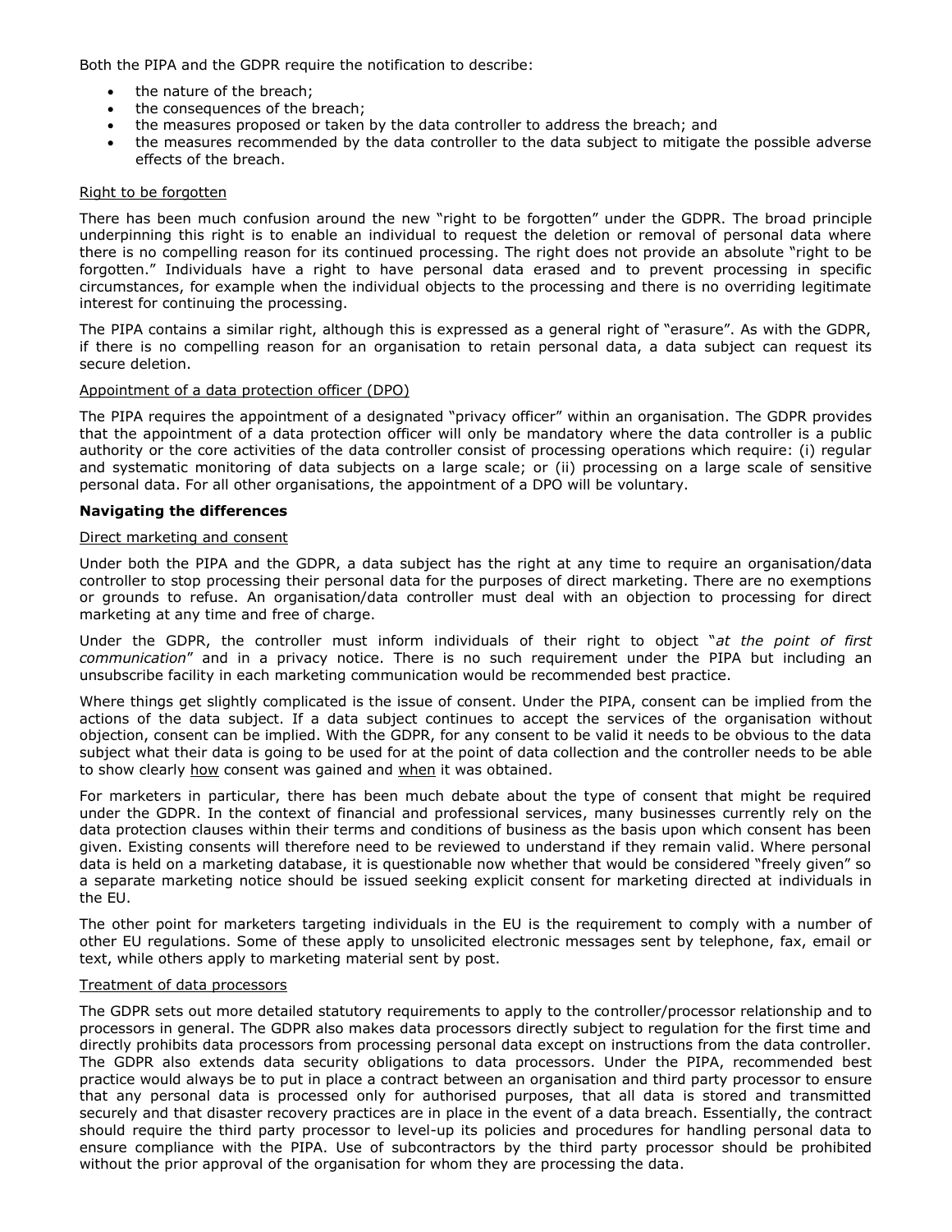Both the PIPA and the GDPR require the notification to describe:

- the nature of the breach;
- the consequences of the breach;
- the measures proposed or taken by the data controller to address the breach; and
- the measures recommended by the data controller to the data subject to mitigate the possible adverse effects of the breach.

Right to be forgotten

There has been much confusion around the new "right to be forgotten" under the GDPR. The broad principle underpinning this right is to enable an individual to request the deletion or removal of personal data where there is no compelling reason for its continued processing. The right does not provide an absolute "right to be forgotten." Individuals have a right to have personal data erased and to prevent processing in specific circumstances, for example when the individual objects to the processing and there is no overriding legitimate interest for continuing the processing.

The PIPA contains a similar right, although this is expressed as a general right of "erasure". As with the GDPR, if there is no compelling reason for an organisation to retain personal data, a data subject can request its secure deletion.

Appointment of a data protection officer (DPO)

The PIPA requires the appointment of a designated "privacy officer" within an organisation. The GDPR provides that the appointment of a data protection officer will only be mandatory where the data controller is a public authority or the core activities of the data controller consist of processing operations which require: (i) regular and systematic monitoring of data subjects on a large scale; or (ii) processing on a large scale of sensitive personal data. For all other organisations, the appointment of a DPO will be voluntary.

**Navigating the differences**

Direct marketing and consent

Under both the PIPA and the GDPR, a data subject has the right at any time to require an organisation/data controller to stop processing their personal data for the purposes of direct marketing. There are no exemptions or grounds to refuse. An organisation/data controller must deal with an objection to processing for direct marketing at any time and free of charge.

Under the GDPR, the controller must inform individuals of their right to object "*at the point of first communication*" and in a privacy notice. There is no such requirement under the PIPA but including an unsubscribe facility in each marketing communication would be recommended best practice.

Where things get slightly complicated is the issue of consent. Under the PIPA, consent can be implied from the actions of the data subject. If a data subject continues to accept the services of the organisation without objection, consent can be implied. With the GDPR, for any consent to be valid it needs to be obvious to the data subject what their data is going to be used for at the point of data collection and the controller needs to be able to show clearly how consent was gained and when it was obtained.

For marketers in particular, there has been much debate about the type of consent that might be required under the GDPR. In the context of financial and professional services, many businesses currently rely on the data protection clauses within their terms and conditions of business as the basis upon which consent has been given. Existing consents will therefore need to be reviewed to understand if they remain valid. Where personal data is held on a marketing database, it is questionable now whether that would be considered "freely given" so a separate marketing notice should be issued seeking explicit consent for marketing directed at individuals in the EU.

The other point for marketers targeting individuals in the EU is the requirement to comply with a number of other EU regulations. Some of these apply to unsolicited electronic messages sent by telephone, fax, email or text, while others apply to marketing material sent by post.

Treatment of data processors

The GDPR sets out more detailed statutory requirements to apply to the controller/processor relationship and to processors in general. The GDPR also makes data processors directly subject to regulation for the first time and directly prohibits data processors from processing personal data except on instructions from the data controller. The GDPR also extends data security obligations to data processors. Under the PIPA, recommended best practice would always be to put in place a contract between an organisation and third party processor to ensure that any personal data is processed only for authorised purposes, that all data is stored and transmitted securely and that disaster recovery practices are in place in the event of a data breach. Essentially, the contract should require the third party processor to level-up its policies and procedures for handling personal data to ensure compliance with the PIPA. Use of subcontractors by the third party processor should be prohibited without the prior approval of the organisation for whom they are processing the data.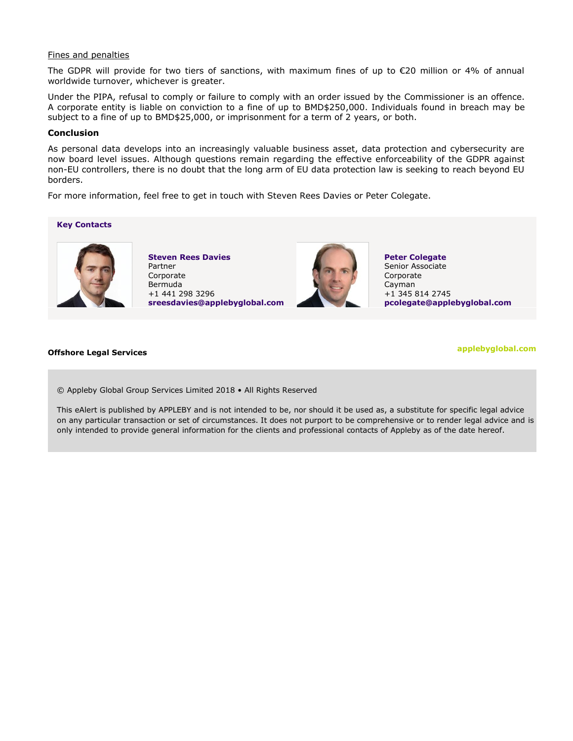Fines and penalties

The GDPR will provide for two tiers of sanctions, with maximum fines of up to €20 million or 4% of annual worldwide turnover, whichever is greater.

Under the PIPA, refusal to comply or failure to comply with an order issued by the Commissioner is an offence. A corporate entity is liable on conviction to a fine of up to BMD$250,000. Individuals found in breach may be subject to a fine of up to BMD$25,000, or imprisonment for a term of 2 years, or both.

**Conclusion**

As personal data develops into an increasingly valuable business asset, data protection and cybersecurity are now board level issues. Although questions remain regarding the effective enforceability of the GDPR against non-EU controllers, there is no doubt that the long arm of EU data protection law is seeking to reach beyond EU borders.

For more information, feel free to get in touch with Steven Rees Davies or Peter Colegate.

**Key Contacts**

**Steven Rees Davies**
Partner
Corporate
Bermuda
+1 441 298 3296
**sreesdavies@applebyglobal.com**

**Peter Colegate**
Senior Associate
Corporate
Cayman
+1 345 814 2745
**pcolegate@applebyglobal.com**

**Offshore Legal Services**

**applebyglobal.com**

© Appleby Global Group Services Limited 2018 • All Rights Reserved

This eAlert is published by APPLEBY and is not intended to be, nor should it be used as, a substitute for specific legal advice on any particular transaction or set of circumstances. It does not purport to be comprehensive or to render legal advice and is only intended to provide general information for the clients and professional contacts of Appleby as of the date hereof.